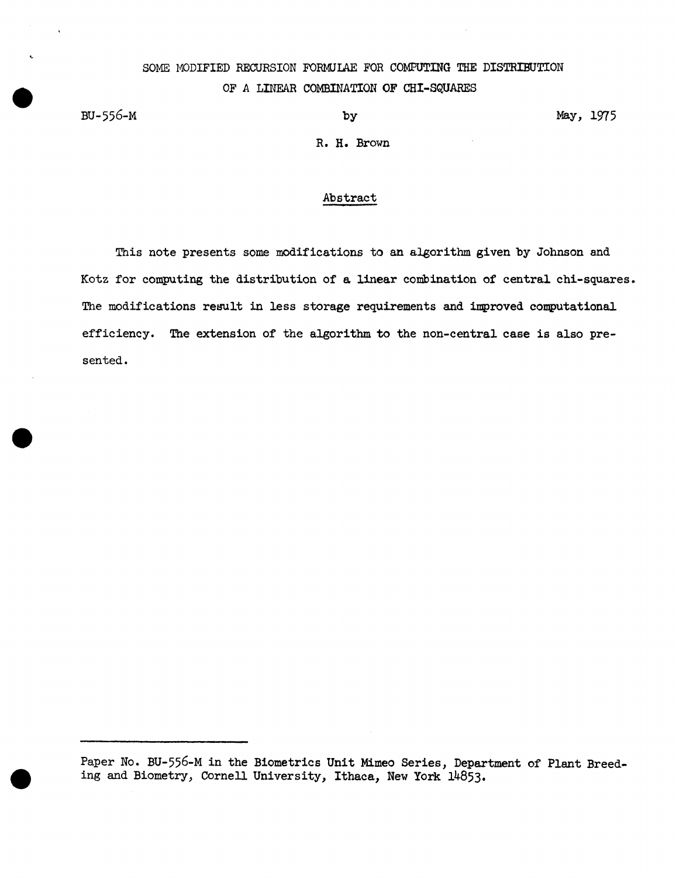# SOME MODIFIED RECURSION FORMULAE FOR COMPUTING THE DISTRIBUTION OF A LINEAR COMBINATION OF CHI-SQUARES

BU-556-M　　　　　　　　　　by　　　　　　　　　　May, 1975

R. H. Brown

## Abstract

This note presents some modifications to an algorithm given by Johnson and Kotz for computing the distribution of a linear combination of central chi-squares. The modifications result in less storage requirements and improved computational efficiency. The extension of the algorithm to the non-central case is also presented.

---

Paper No. BU-556-M in the Biometrics Unit Mimeo Series, Department of Plant Breeding and Biometry, Cornell University, Ithaca, New York 14853.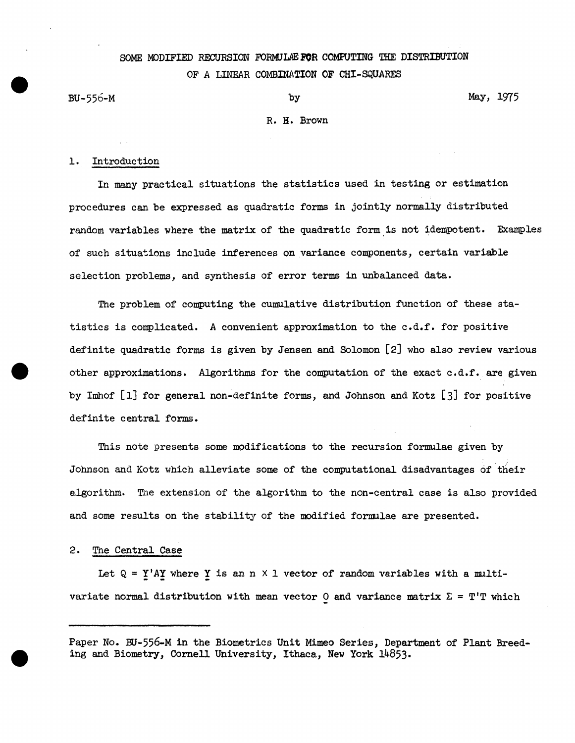# SOME MODIFIED RECURSION FORMULAE FOR COMPUTING THE DISTRIBUTION OF A LINEAR COMBINATION OF CHI-SQUARES

BU-556-M | by | May, 1975

R. H. Brown

## 1. Introduction

In many practical situations the statistics used in testing or estimation procedures can be expressed as quadratic forms in jointly normally distributed random variables where the matrix of the quadratic form is not idempotent. Examples of such situations include inferences on variance components, certain variable selection problems, and synthesis of error terms in unbalanced data.

The problem of computing the cumulative distribution function of these statistics is complicated. A convenient approximation to the c.d.f. for positive definite quadratic forms is given by Jensen and Solomon [2] who also review various other approximations. Algorithms for the computation of the exact c.d.f. are given by Imhof [1] for general non-definite forms, and Johnson and Kotz [3] for positive definite central forms.

This note presents some modifications to the recursion formulae given by Johnson and Kotz which alleviate some of the computational disadvantages of their algorithm. The extension of the algorithm to the non-central case is also provided and some results on the stability of the modified formulae are presented.

## 2. The Central Case

Let $Q = \underline{Y}'A\underline{Y}$ where $\underline{Y}$ is an $n \times 1$ vector of random variables with a multivariate normal distribution with mean vector $\underline{0}$ and variance matrix $\Sigma = T'T$ which

---

Paper No. BU-556-M in the Biometrics Unit Mimeo Series, Department of Plant Breeding and Biometry, Cornell University, Ithaca, New York 14853.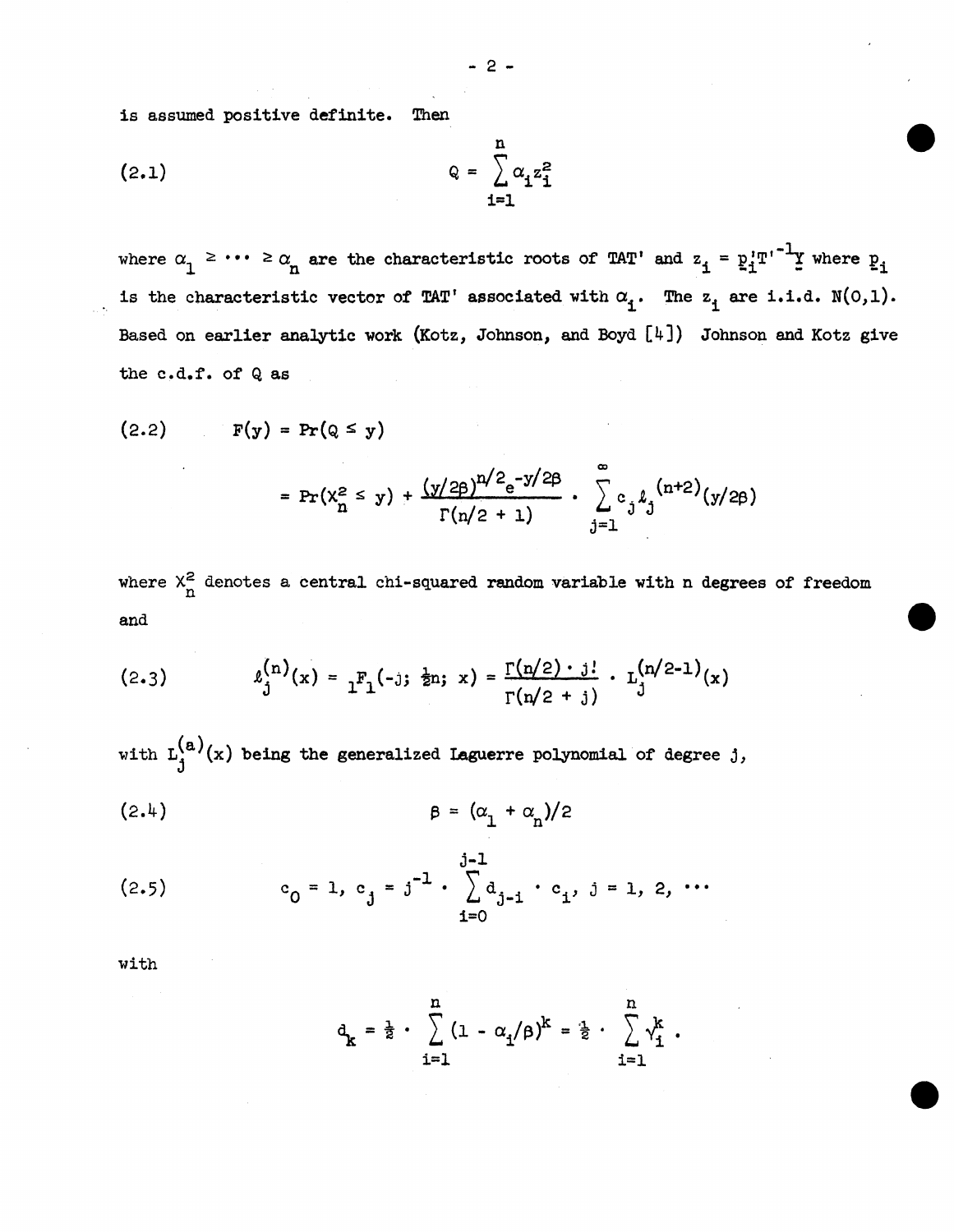is assumed positive definite. Then

$$(2.1) \qquad Q = \sum_{i=1}^{n} \alpha_i z_i^2$$

where $\alpha_1 \geq \cdots \geq \alpha_n$ are the characteristic roots of TAT' and $z_i = \underline{p}_i' T'^{-1} \underline{Y}$ where $\underline{p}_i$ is the characteristic vector of TAT' associated with $\alpha_i$. The $z_i$ are i.i.d. N(0,1). Based on earlier analytic work (Kotz, Johnson, and Boyd [4]) Johnson and Kotz give the c.d.f. of Q as

$$(2.2) \qquad F(y) = \Pr(Q \leq y)$$

$$= \Pr(\chi_n^2 \leq y) + \frac{(y/2\beta)^{n/2} e^{-y/2\beta}}{\Gamma(n/2 + 1)} \cdot \sum_{j=1}^{\infty} c_j \ell_j^{(n+2)}(y/2\beta)$$

where $\chi_n^2$ denotes a central chi-squared random variable with n degrees of freedom and

$$(2.3) \qquad \ell_j^{(n)}(x) = {}_1F_1(-j; \tfrac{1}{2}n; x) = \frac{\Gamma(n/2) \cdot j!}{\Gamma(n/2 + j)} \cdot L_j^{(n/2-1)}(x)$$

with $L_j^{(a)}(x)$ being the generalized Laguerre polynomial of degree j,

$$(2.4) \qquad \beta = (\alpha_1 + \alpha_n)/2$$

$$(2.5) \qquad c_0 = 1, \; c_j = j^{-1} \cdot \sum_{i=0}^{j-1} d_{j-i} \cdot c_i, \; j = 1, 2, \cdots$$

with

$$d_k = \tfrac{1}{2} \cdot \sum_{i=1}^{n} (1 - \alpha_i/\beta)^k = \tfrac{1}{2} \cdot \sum_{i=1}^{n} \gamma_i^k .$$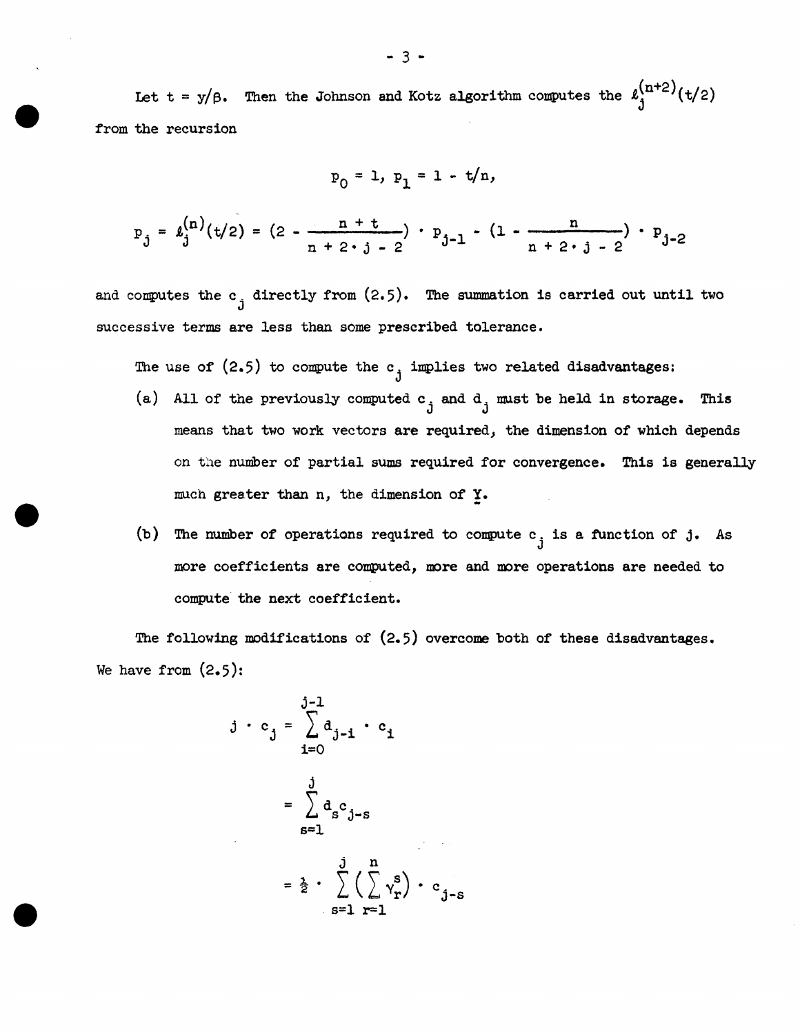Let $t = y/\beta$. Then the Johnson and Kotz algorithm computes the $\ell_j^{(n+2)}(t/2)$ from the recursion

$$p_0 = 1, \; p_1 = 1 - t/n,$$

$$p_j = \ell_j^{(n)}(t/2) = \left(2 - \frac{n + t}{n + 2 \cdot j - 2}\right) \cdot p_{j-1} - \left(1 - \frac{n}{n + 2 \cdot j - 2}\right) \cdot p_{j-2}$$

and computes the $c_j$ directly from (2.5). The summation is carried out until two successive terms are less than some prescribed tolerance.

The use of (2.5) to compute the $c_j$ implies two related disadvantages:

(a) All of the previously computed $c_j$ and $d_j$ must be held in storage. This means that two work vectors are required, the dimension of which depends on the number of partial sums required for convergence. This is generally much greater than n, the dimension of $\underset{\sim}{Y}$.

(b) The number of operations required to compute $c_j$ is a function of j. As more coefficients are computed, more and more operations are needed to compute the next coefficient.

The following modifications of (2.5) overcome both of these disadvantages. We have from (2.5):

$$
\begin{aligned}
j \cdot c_j &= \sum_{i=0}^{j-1} d_{j-i} \cdot c_i \\
&= \sum_{s=1}^{j} d_s c_{j-s} \\
&= \tfrac{1}{2} \cdot \sum_{s=1}^{j} \left( \sum_{r=1}^{n} \gamma_r^s \right) \cdot c_{j-s}
\end{aligned}
$$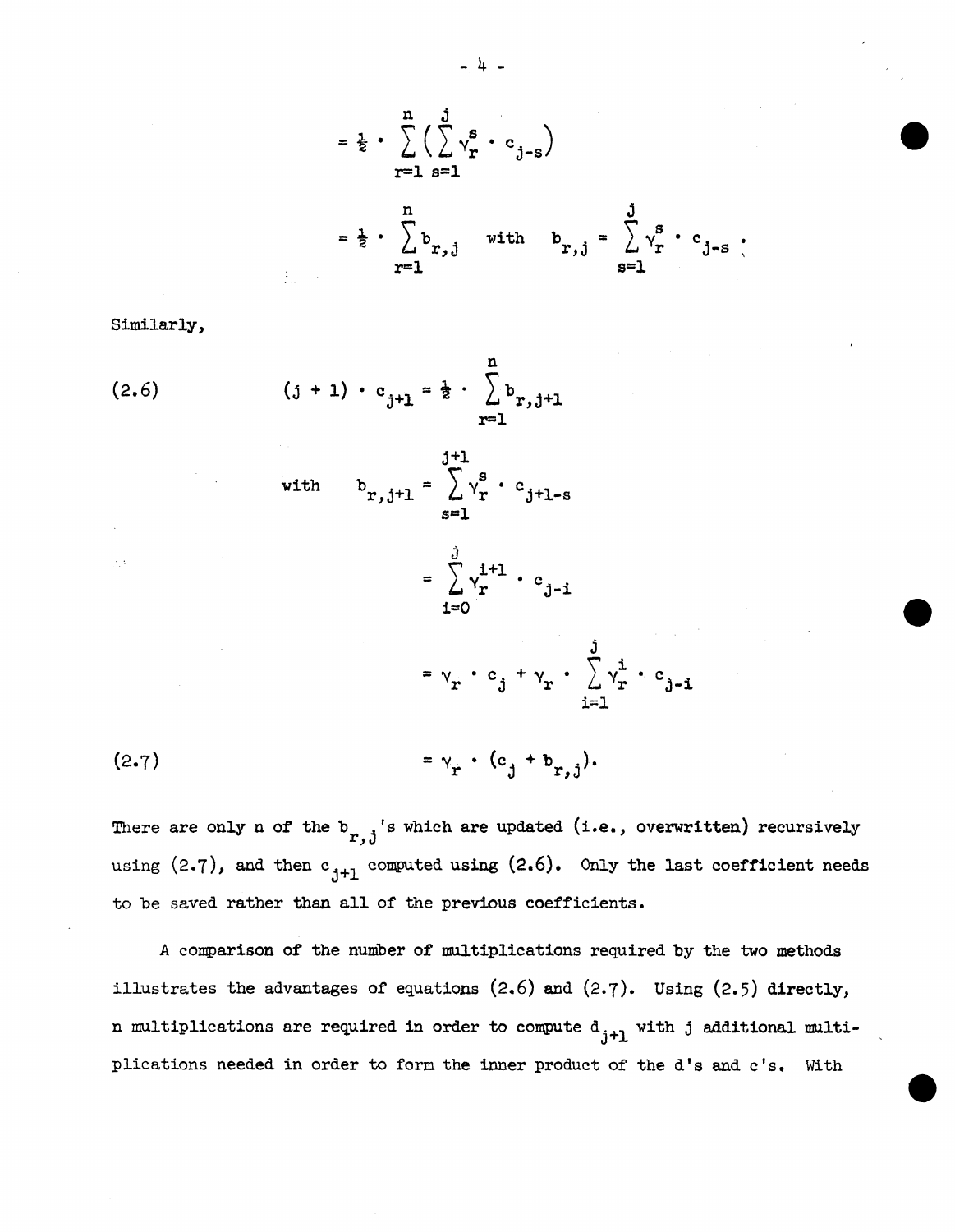$$= \tfrac{1}{2} \cdot \sum_{r=1}^{n} \left( \sum_{s=1}^{j} \gamma_r^s \cdot c_{j-s} \right)$$

$$= \tfrac{1}{2} \cdot \sum_{r=1}^{n} b_{r,j} \quad \text{with} \quad b_{r,j} = \sum_{s=1}^{j} \gamma_r^s \cdot c_{j-s} \,.$$

Similarly,

$$(j+1) \cdot c_{j+1} = \tfrac{1}{2} \cdot \sum_{r=1}^{n} b_{r,j+1} \tag{2.6}$$

$$\text{with} \quad b_{r,j+1} = \sum_{s=1}^{j+1} \gamma_r^s \cdot c_{j+1-s}$$

$$= \sum_{i=0}^{j} \gamma_r^{i+1} \cdot c_{j-i}$$

$$= \gamma_r \cdot c_j + \gamma_r \cdot \sum_{i=1}^{j} \gamma_r^i \cdot c_{j-i}$$

$$= \gamma_r \cdot (c_j + b_{r,j}). \tag{2.7}$$

There are only n of the $b_{r,j}$'s which are updated (i.e., overwritten) recursively using (2.7), and then $c_{j+1}$ computed using (2.6). Only the last coefficient needs to be saved rather than all of the previous coefficients.

A comparison of the number of multiplications required by the two methods illustrates the advantages of equations (2.6) and (2.7). Using (2.5) directly, n multiplications are required in order to compute $d_{j+1}$ with j additional multiplications needed in order to form the inner product of the d's and c's. With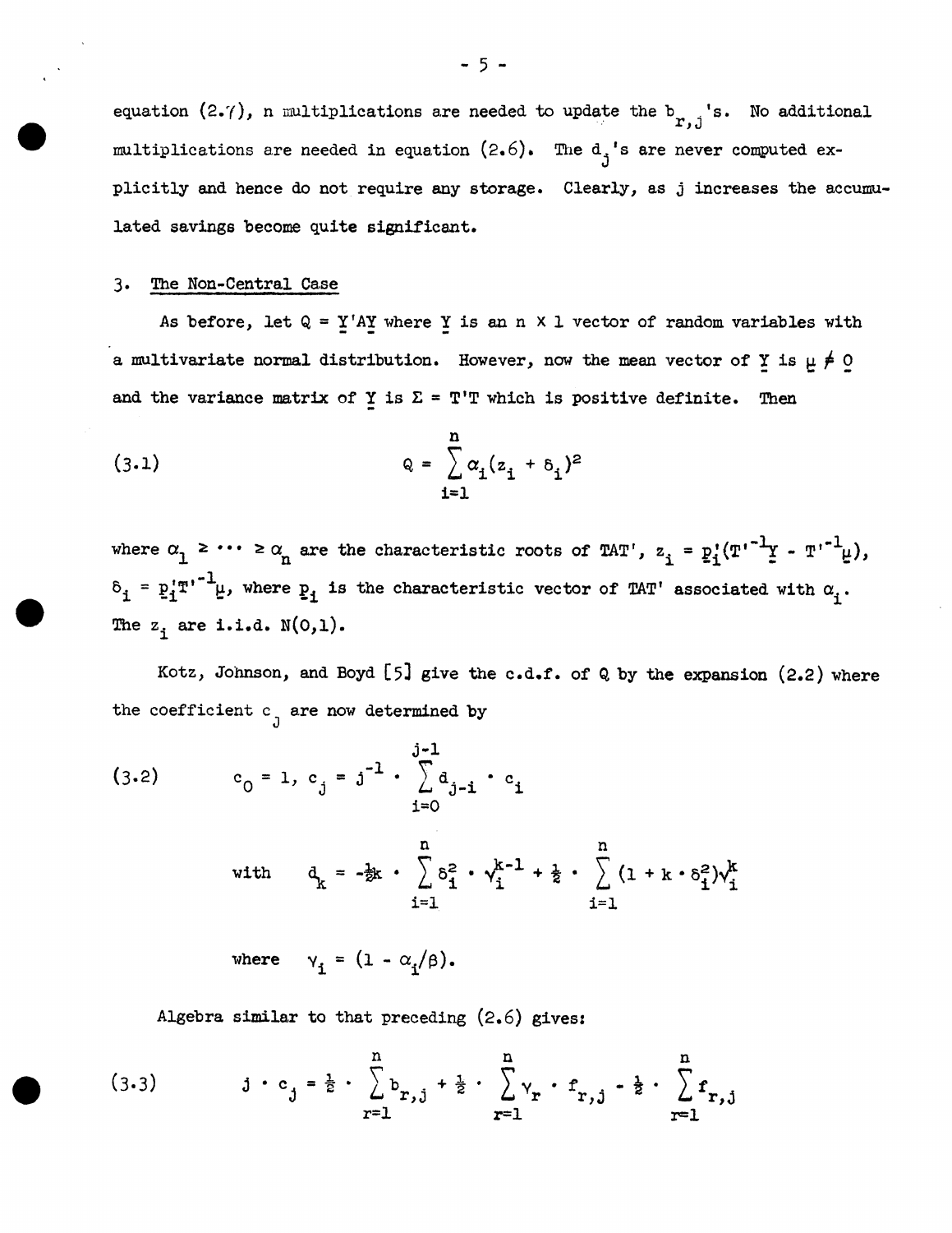equation (2.7), n multiplications are needed to update the $b_{r,j}$'s. No additional multiplications are needed in equation (2.6). The $d_j$'s are never computed explicitly and hence do not require any storage. Clearly, as j increases the accumulated savings become quite significant.

## 3. The Non-Central Case

As before, let $Q = \underline{Y}'A\underline{Y}$ where $\underline{Y}$ is an $n \times 1$ vector of random variables with a multivariate normal distribution. However, now the mean vector of $\underline{Y}$ is $\underline{\mu} \neq \underline{0}$ and the variance matrix of $\underline{Y}$ is $\Sigma = T'T$ which is positive definite. Then

$$(3.1) \qquad Q = \sum_{i=1}^{n} \alpha_i (z_i + \delta_i)^2$$

where $\alpha_1 \geq \cdots \geq \alpha_n$ are the characteristic roots of $TAT'$, $z_i = \underline{p}_i'(T'^{-1}\underline{Y} - T'^{-1}\underline{\mu})$, $\delta_i = \underline{p}_i' T'^{-1}\underline{\mu}$, where $\underline{p}_i$ is the characteristic vector of $TAT'$ associated with $\alpha_i$. The $z_i$ are i.i.d. $N(0,1)$.

Kotz, Johnson, and Boyd [5] give the c.d.f. of Q by the expansion (2.2) where the coefficient $c_j$ are now determined by

$$(3.2) \qquad c_0 = 1, \; c_j = j^{-1} \cdot \sum_{i=0}^{j-1} d_{j-i} \cdot c_i$$

$$\text{with} \qquad d_k = -\tfrac{1}{2}k \cdot \sum_{i=1}^{n} \delta_i^2 \cdot \gamma_i^{k-1} + \tfrac{1}{2} \cdot \sum_{i=1}^{n} (1 + k \cdot \delta_i^2)\gamma_i^k$$

$$\text{where} \qquad \gamma_i = (1 - \alpha_i/\beta).$$

Algebra similar to that preceding (2.6) gives:

$$(3.3) \qquad j \cdot c_j = \tfrac{1}{2} \cdot \sum_{r=1}^{n} b_{r,j} + \tfrac{1}{2} \cdot \sum_{r=1}^{n} \gamma_r \cdot f_{r,j} - \tfrac{1}{2} \cdot \sum_{r=1}^{n} f_{r,j}$$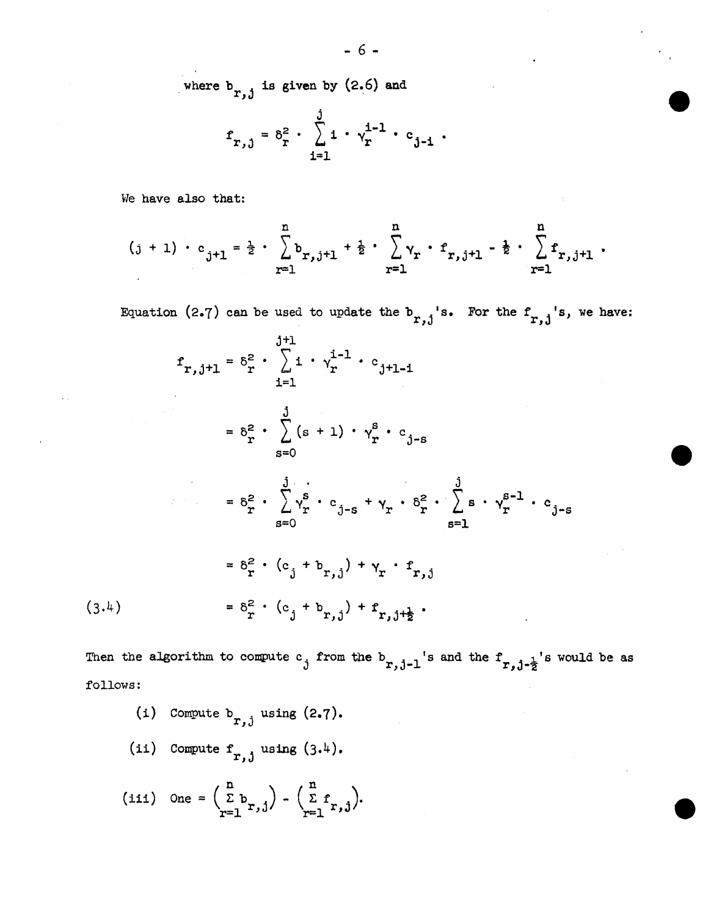where $b_{r,j}$ is given by (2.6) and

$$f_{r,j} = \delta_r^2 \cdot \sum_{i=1}^{j} i \cdot \gamma_r^{i-1} \cdot c_{j-i} \, .$$

We have also that:

$$(j + 1) \cdot c_{j+1} = \tfrac{1}{2} \cdot \sum_{r=1}^{n} b_{r,j+1} + \tfrac{1}{2} \cdot \sum_{r=1}^{n} \gamma_r \cdot f_{r,j+1} - \tfrac{1}{2} \cdot \sum_{r=1}^{n} f_{r,j+1} \, .$$

Equation (2.7) can be used to update the $b_{r,j}$'s. For the $f_{r,j}$'s, we have:

$$
\begin{aligned}
f_{r,j+1} &= \delta_r^2 \cdot \sum_{i=1}^{j+1} i \cdot \gamma_r^{i-1} \cdot c_{j+1-i} \\
&= \delta_r^2 \cdot \sum_{s=0}^{j} (s + 1) \cdot \gamma_r^{s} \cdot c_{j-s} \\
&= \delta_r^2 \cdot \sum_{s=0}^{j} \gamma_r^{s} \cdot c_{j-s} + \gamma_r \cdot \delta_r^2 \cdot \sum_{s=1}^{j} s \cdot \gamma_r^{s-1} \cdot c_{j-s} \\
&= \delta_r^2 \cdot (c_j + b_{r,j}) + \gamma_r \cdot f_{r,j}
\end{aligned}
$$

$$(3.4) \qquad = \delta_r^2 \cdot (c_j + b_{r,j}) + f_{r,j+\frac{1}{2}} \, .$$

Then the algorithm to compute $c_j$ from the $b_{r,j-1}$'s and the $f_{r,j-\frac{1}{2}}$'s would be as follows:

(i) Compute $b_{r,j}$ using (2.7).

(ii) Compute $f_{r,j}$ using (3.4).

(iii) One $= \left(\sum_{r=1}^{n} b_{r,j}\right) - \left(\sum_{r=1}^{n} f_{r,j}\right)$.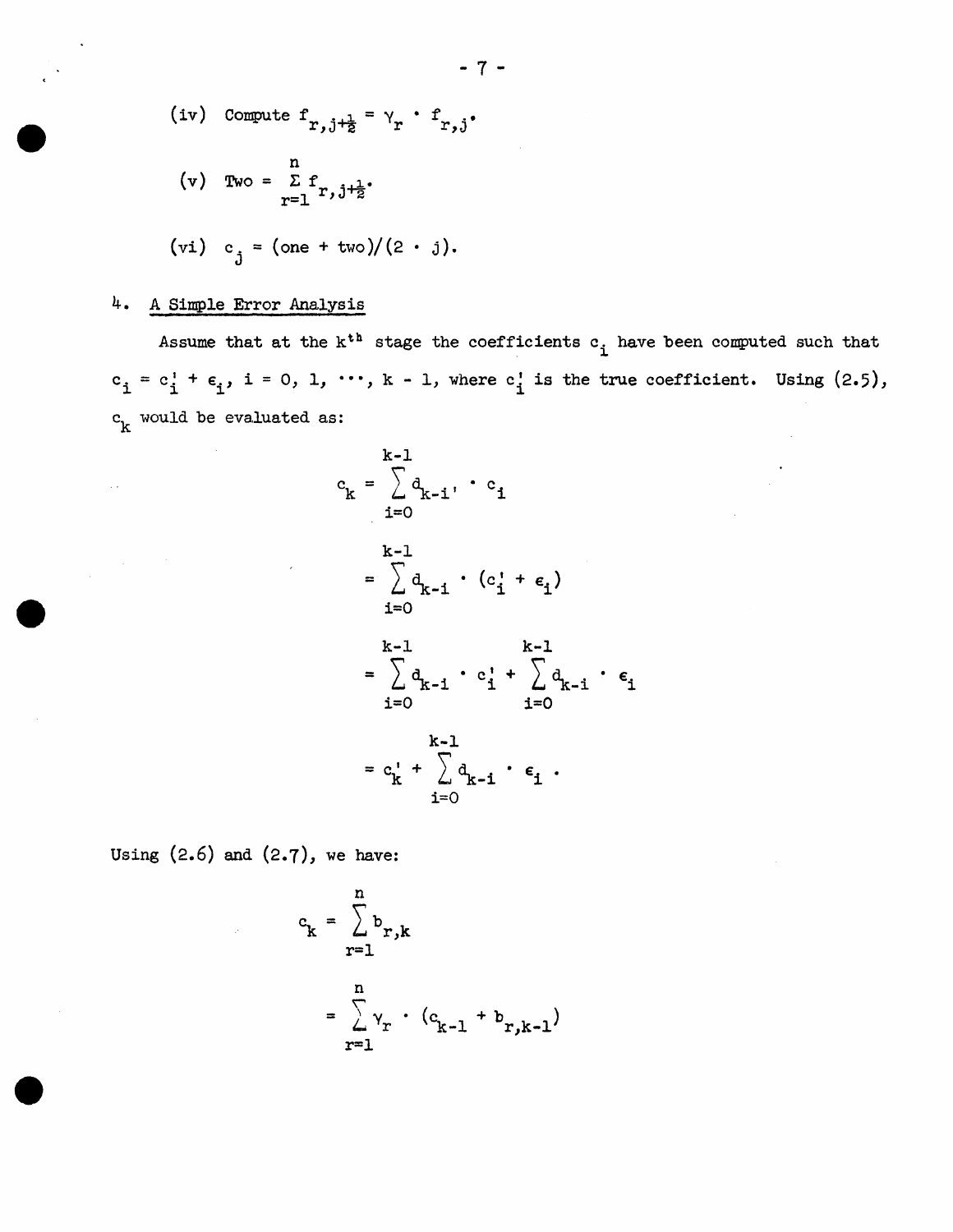(iv) Compute $f_{r,j+\frac{1}{2}} = \gamma_r \cdot f_{r,j}$.

(v) $\text{Two} = \sum_{r=1}^{n} f_{r,j+\frac{1}{2}}$.

(vi) $c_j = (\text{one} + \text{two})/(2 \cdot j)$.

## 4. A Simple Error Analysis

Assume that at the $k^{th}$ stage the coefficients $c_i$ have been computed such that $c_i = c_i' + \epsilon_i$, $i = 0, 1, \cdots, k - 1$, where $c_i'$ is the true coefficient. Using (2.5), $c_k$ would be evaluated as:

$$
\begin{aligned}
c_k &= \sum_{i=0}^{k-1} d_{k-i}' \cdot c_i \\
&= \sum_{i=0}^{k-1} d_{k-i} \cdot (c_i' + \epsilon_i) \\
&= \sum_{i=0}^{k-1} d_{k-i} \cdot c_i' + \sum_{i=0}^{k-1} d_{k-i} \cdot \epsilon_i \\
&= c_k' + \sum_{i=0}^{k-1} d_{k-i} \cdot \epsilon_i \, .
\end{aligned}
$$

Using (2.6) and (2.7), we have:

$$
\begin{aligned}
c_k &= \sum_{r=1}^{n} b_{r,k} \\
&= \sum_{r=1}^{n} \gamma_r \cdot (c_{k-1} + b_{r,k-1})
\end{aligned}
$$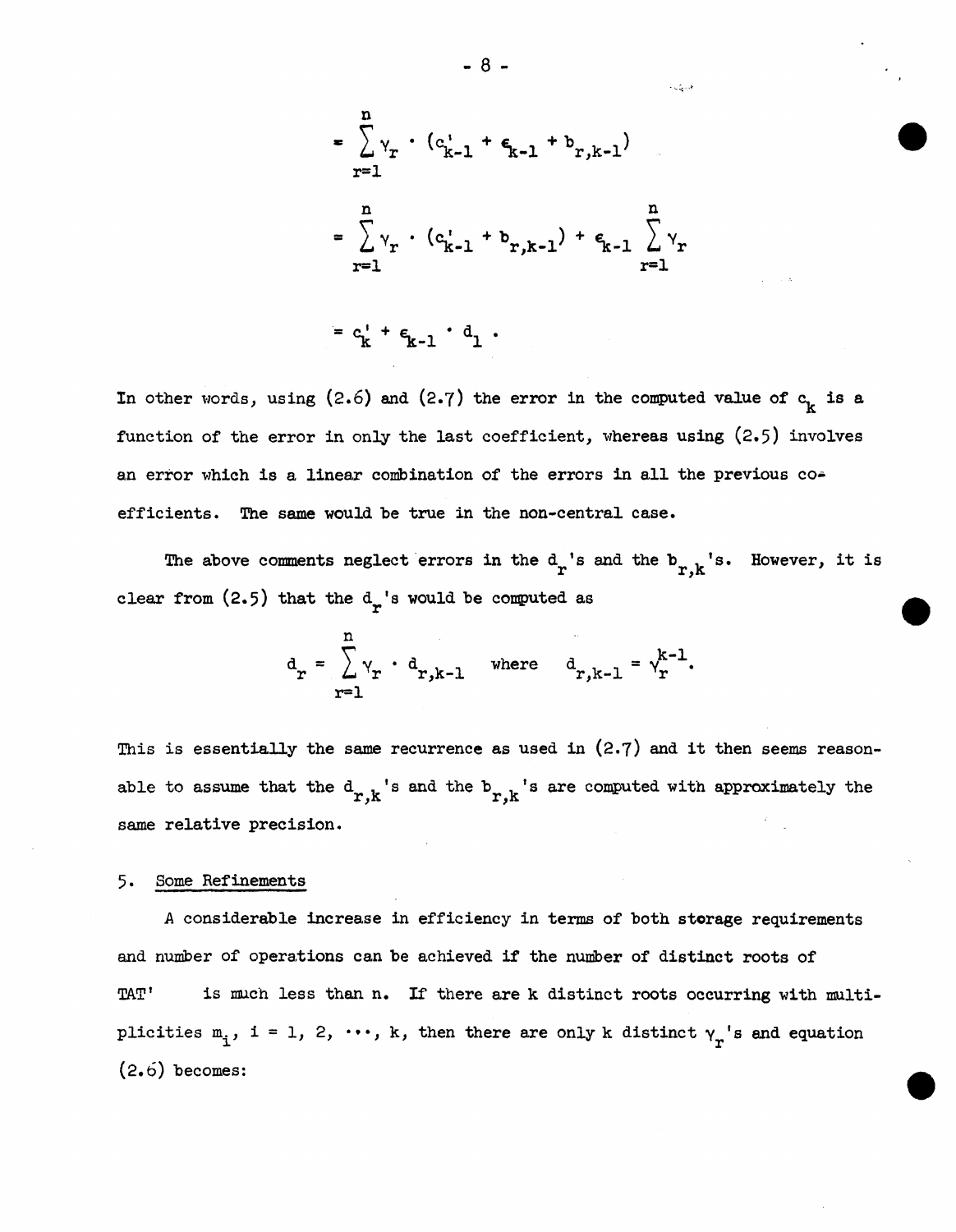$$= \sum_{r=1}^{n} \gamma_r \cdot (c'_{k-1} + \epsilon_{k-1} + b_{r,k-1})$$

$$= \sum_{r=1}^{n} \gamma_r \cdot (c'_{k-1} + b_{r,k-1}) + \epsilon_{k-1} \sum_{r=1}^{n} \gamma_r$$

$$= c'_k + \epsilon_{k-1} \cdot d_1 \ .$$

In other words, using (2.6) and (2.7) the error in the computed value of $c_k$ is a function of the error in only the last coefficient, whereas using (2.5) involves an error which is a linear combination of the errors in all the previous coefficients. The same would be true in the non-central case.

The above comments neglect errors in the $d_r$'s and the $b_{r,k}$'s. However, it is clear from (2.5) that the $d_r$'s would be computed as

$$d_r = \sum_{r=1}^{n} \gamma_r \cdot d_{r,k-1} \quad \text{where} \quad d_{r,k-1} = \gamma_r^{k-1}.$$

This is essentially the same recurrence as used in (2.7) and it then seems reasonable to assume that the $d_{r,k}$'s and the $b_{r,k}$'s are computed with approximately the same relative precision.

## 5. Some Refinements

A considerable increase in efficiency in terms of both storage requirements and number of operations can be achieved if the number of distinct roots of $TAT'$ is much less than n. If there are k distinct roots occurring with multiplicities $m_i$, $i = 1, 2, \cdots, k$, then there are only k distinct $\gamma_r$'s and equation (2.6) becomes: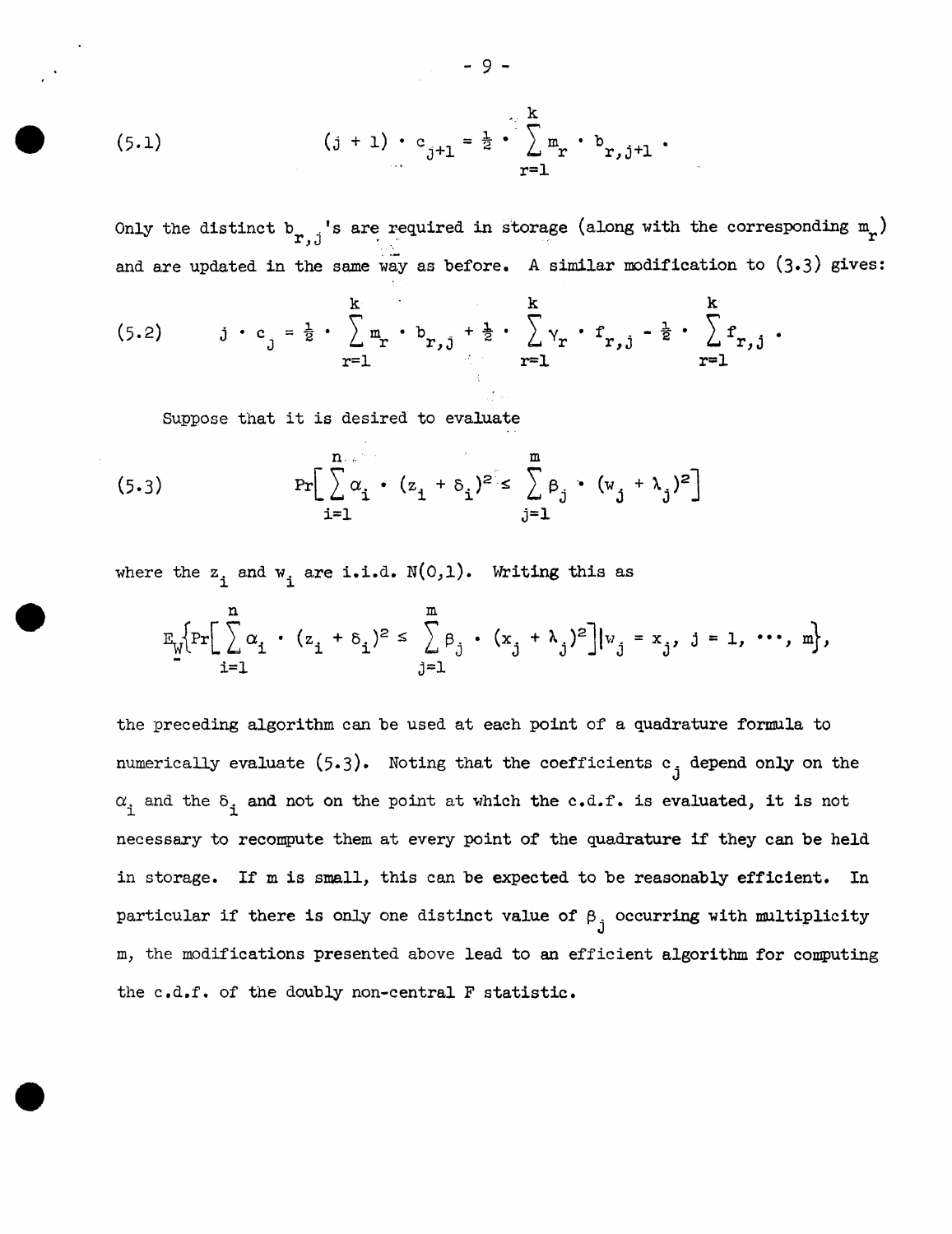$$(5.1) \qquad (j+1) \cdot c_{j+1} = \tfrac{1}{2} \cdot \sum_{r=1}^{k} m_r \cdot b_{r,j+1} \cdot$$

Only the distinct $b_{r,j}$'s are required in storage (along with the corresponding $m_r$) and are updated in the same way as before. A similar modification to (3.3) gives:

$$(5.2) \qquad j \cdot c_j = \tfrac{1}{2} \cdot \sum_{r=1}^{k} m_r \cdot b_{r,j} + \tfrac{1}{2} \cdot \sum_{r=1}^{k} \gamma_r \cdot f_{r,j} - \tfrac{1}{2} \cdot \sum_{r=1}^{k} f_{r,j} \cdot$$

Suppose that it is desired to evaluate

$$(5.3) \qquad \Pr\Big[\sum_{i=1}^{n} \alpha_i \cdot (z_i + \delta_i)^2 \le \sum_{j=1}^{m} \beta_j \cdot (w_j + \lambda_j)^2\Big]$$

where the $z_i$ and $w_i$ are i.i.d. $N(0,1)$. Writing this as

$$E_{\underline{W}}\Big\{\Pr\Big[\sum_{i=1}^{n} \alpha_i \cdot (z_i + \delta_i)^2 \le \sum_{j=1}^{m} \beta_j \cdot (x_j + \lambda_j)^2\Big] \Big| w_j = x_j,\ j = 1, \cdots, m\Big\},$$

the preceding algorithm can be used at each point of a quadrature formula to numerically evaluate (5.3). Noting that the coefficients $c_j$ depend only on the $\alpha_i$ and the $\delta_i$ and not on the point at which the c.d.f. is evaluated, it is not necessary to recompute them at every point of the quadrature if they can be held in storage. If m is small, this can be expected to be reasonably efficient. In particular if there is only one distinct value of $\beta_j$ occurring with multiplicity m, the modifications presented above lead to an efficient algorithm for computing the c.d.f. of the doubly non-central F statistic.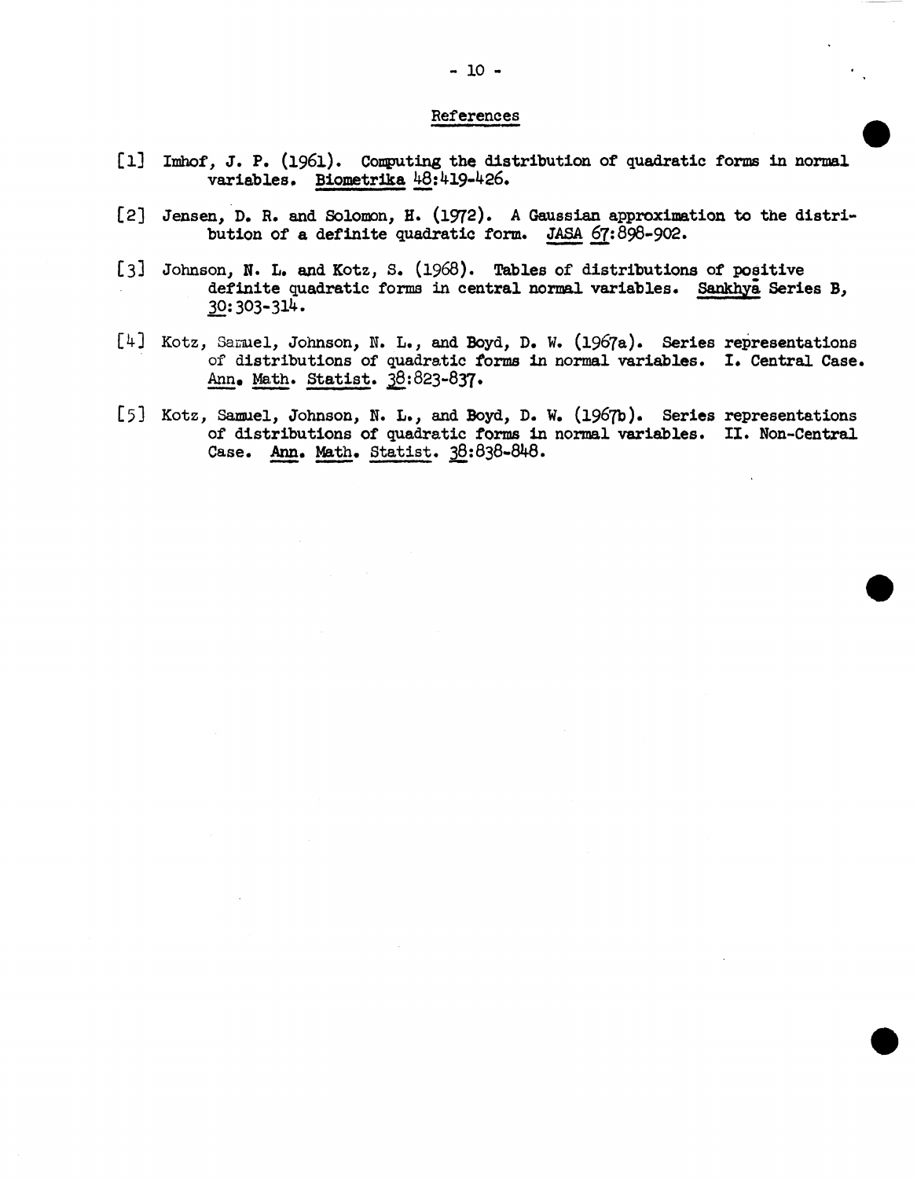## References

[1] Imhof, J. P. (1961). Computing the distribution of quadratic forms in normal variables. Biometrika 48:419-426.

[2] Jensen, D. R. and Solomon, H. (1972). A Gaussian approximation to the distribution of a definite quadratic form. JASA 67:898-902.

[3] Johnson, N. L. and Kotz, S. (1968). Tables of distributions of positive definite quadratic forms in central normal variables. Sankhyā Series B, 30:303-314.

[4] Kotz, Samuel, Johnson, N. L., and Boyd, D. W. (1967a). Series representations of distributions of quadratic forms in normal variables. I. Central Case. Ann. Math. Statist. 38:823-837.

[5] Kotz, Samuel, Johnson, N. L., and Boyd, D. W. (1967b). Series representations of distributions of quadratic forms in normal variables. II. Non-Central Case. Ann. Math. Statist. 38:838-848.